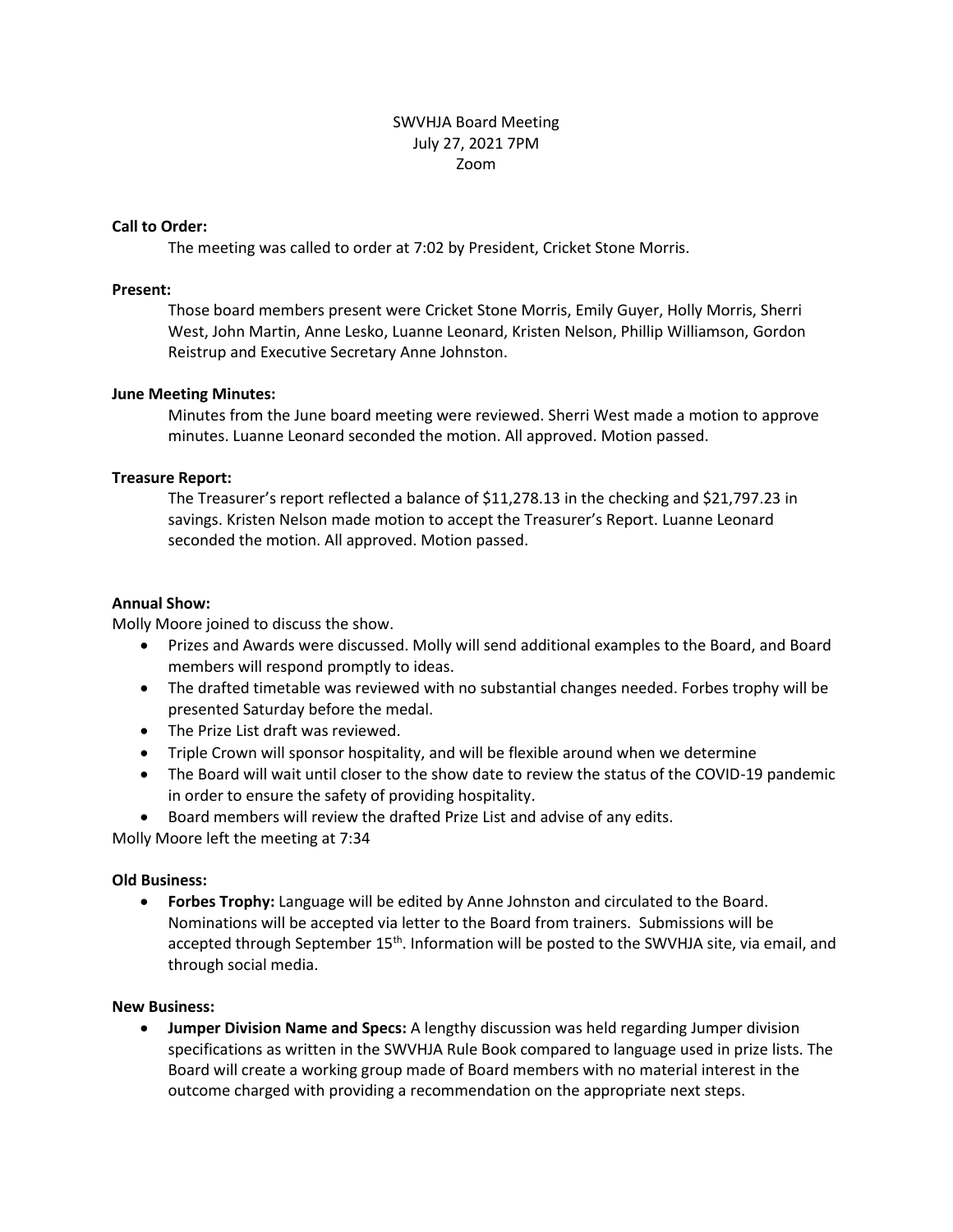SWVHJA Board Meeting
July 27, 2021 7PM
Zoom

**Call to Order:**

The meeting was called to order at 7:02 by President, Cricket Stone Morris.

**Present:**

Those board members present were Cricket Stone Morris, Emily Guyer, Holly Morris, Sherri West, John Martin, Anne Lesko, Luanne Leonard, Kristen Nelson, Phillip Williamson, Gordon Reistrup and Executive Secretary Anne Johnston.

**June Meeting Minutes:**

Minutes from the June board meeting were reviewed. Sherri West made a motion to approve minutes. Luanne Leonard seconded the motion. All approved. Motion passed.

**Treasure Report:**

The Treasurer's report reflected a balance of $11,278.13 in the checking and $21,797.23 in savings. Kristen Nelson made motion to accept the Treasurer's Report. Luanne Leonard seconded the motion. All approved. Motion passed.

**Annual Show:**

Molly Moore joined to discuss the show.

- Prizes and Awards were discussed. Molly will send additional examples to the Board, and Board members will respond promptly to ideas.
- The drafted timetable was reviewed with no substantial changes needed. Forbes trophy will be presented Saturday before the medal.
- The Prize List draft was reviewed.
- Triple Crown will sponsor hospitality, and will be flexible around when we determine
- The Board will wait until closer to the show date to review the status of the COVID-19 pandemic in order to ensure the safety of providing hospitality.
- Board members will review the drafted Prize List and advise of any edits.

Molly Moore left the meeting at 7:34

**Old Business:**

- **Forbes Trophy:** Language will be edited by Anne Johnston and circulated to the Board. Nominations will be accepted via letter to the Board from trainers. Submissions will be accepted through September 15th. Information will be posted to the SWVHJA site, via email, and through social media.

**New Business:**

- **Jumper Division Name and Specs:** A lengthy discussion was held regarding Jumper division specifications as written in the SWVHJA Rule Book compared to language used in prize lists. The Board will create a working group made of Board members with no material interest in the outcome charged with providing a recommendation on the appropriate next steps.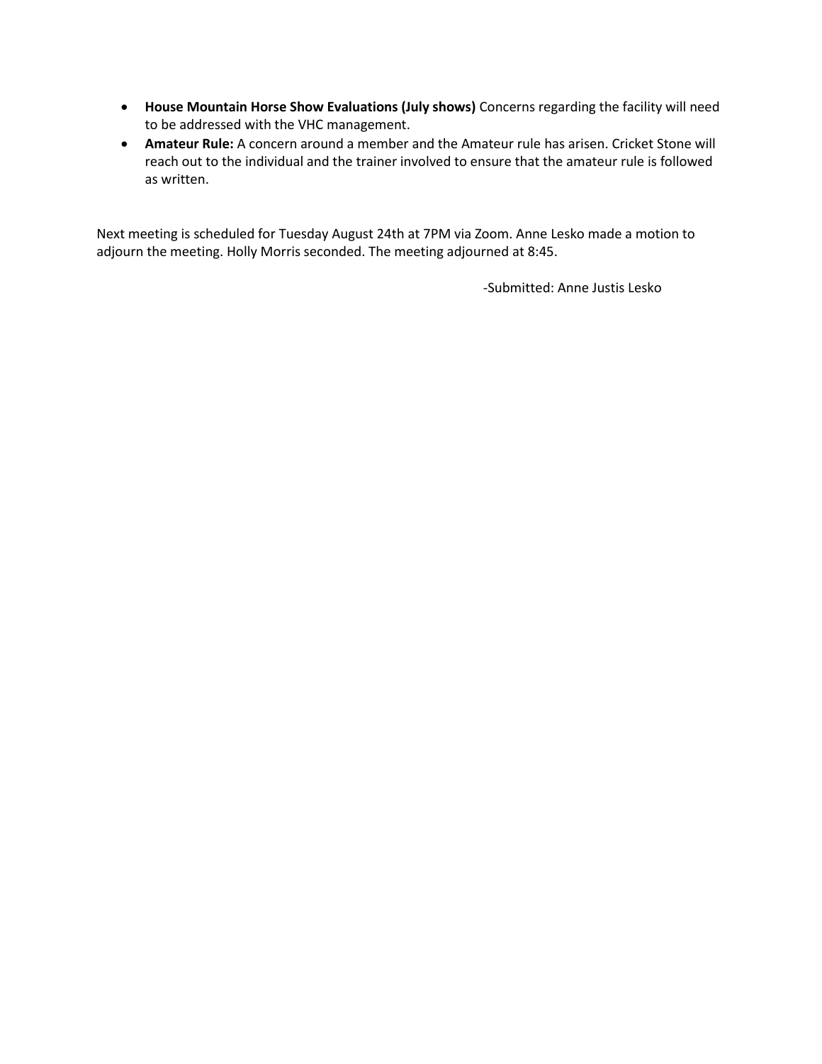- **House Mountain Horse Show Evaluations (July shows)** Concerns regarding the facility will need to be addressed with the VHC management.
- **Amateur Rule:** A concern around a member and the Amateur rule has arisen. Cricket Stone will reach out to the individual and the trainer involved to ensure that the amateur rule is followed as written.

Next meeting is scheduled for Tuesday August 24th at 7PM via Zoom. Anne Lesko made a motion to adjourn the meeting. Holly Morris seconded. The meeting adjourned at 8:45.

-Submitted: Anne Justis Lesko